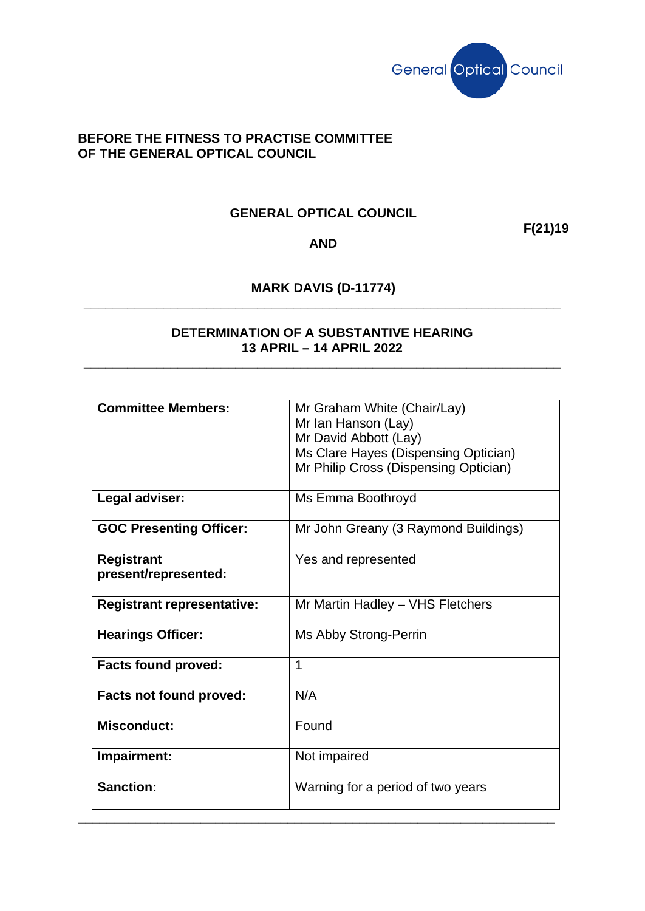General Optical Council

**BEFORE THE FITNESS TO PRACTISE COMMITTEE**
**OF THE GENERAL OPTICAL COUNCIL**

**GENERAL OPTICAL COUNCIL**

**F(21)19**

**AND**

**MARK DAVIS (D-11774)**

---

**DETERMINATION OF A SUBSTANTIVE HEARING**
**13 APRIL – 14 APRIL 2022**

---

| | |
|---|---|
| **Committee Members:** | Mr Graham White (Chair/Lay)<br>Mr Ian Hanson (Lay)<br>Mr David Abbott (Lay)<br>Ms Clare Hayes (Dispensing Optician)<br>Mr Philip Cross (Dispensing Optician) |
| **Legal adviser:** | Ms Emma Boothroyd |
| **GOC Presenting Officer:** | Mr John Greany (3 Raymond Buildings) |
| **Registrant present/represented:** | Yes and represented |
| **Registrant representative:** | Mr Martin Hadley – VHS Fletchers |
| **Hearings Officer:** | Ms Abby Strong-Perrin |
| **Facts found proved:** | 1 |
| **Facts not found proved:** | N/A |
| **Misconduct:** | Found |
| **Impairment:** | Not impaired |
| **Sanction:** | Warning for a period of two years |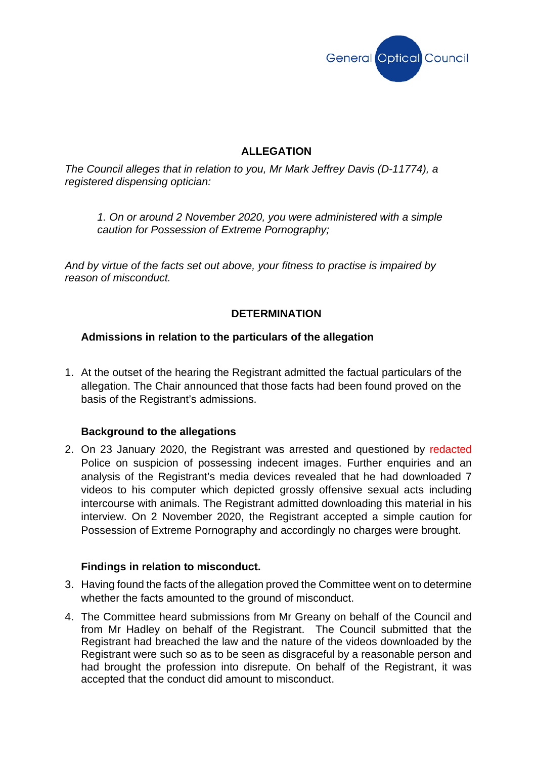General Optical Council

## ALLEGATION

*The Council alleges that in relation to you, Mr Mark Jeffrey Davis (D-11774), a registered dispensing optician:*

> *1. On or around 2 November 2020, you were administered with a simple caution for Possession of Extreme Pornography;*

*And by virtue of the facts set out above, your fitness to practise is impaired by reason of misconduct.*

## DETERMINATION

### Admissions in relation to the particulars of the allegation

1. At the outset of the hearing the Registrant admitted the factual particulars of the allegation. The Chair announced that those facts had been found proved on the basis of the Registrant's admissions.

### Background to the allegations

2. On 23 January 2020, the Registrant was arrested and questioned by redacted Police on suspicion of possessing indecent images. Further enquiries and an analysis of the Registrant's media devices revealed that he had downloaded 7 videos to his computer which depicted grossly offensive sexual acts including intercourse with animals. The Registrant admitted downloading this material in his interview. On 2 November 2020, the Registrant accepted a simple caution for Possession of Extreme Pornography and accordingly no charges were brought.

### Findings in relation to misconduct.

3. Having found the facts of the allegation proved the Committee went on to determine whether the facts amounted to the ground of misconduct.

4. The Committee heard submissions from Mr Greany on behalf of the Council and from Mr Hadley on behalf of the Registrant. The Council submitted that the Registrant had breached the law and the nature of the videos downloaded by the Registrant were such so as to be seen as disgraceful by a reasonable person and had brought the profession into disrepute. On behalf of the Registrant, it was accepted that the conduct did amount to misconduct.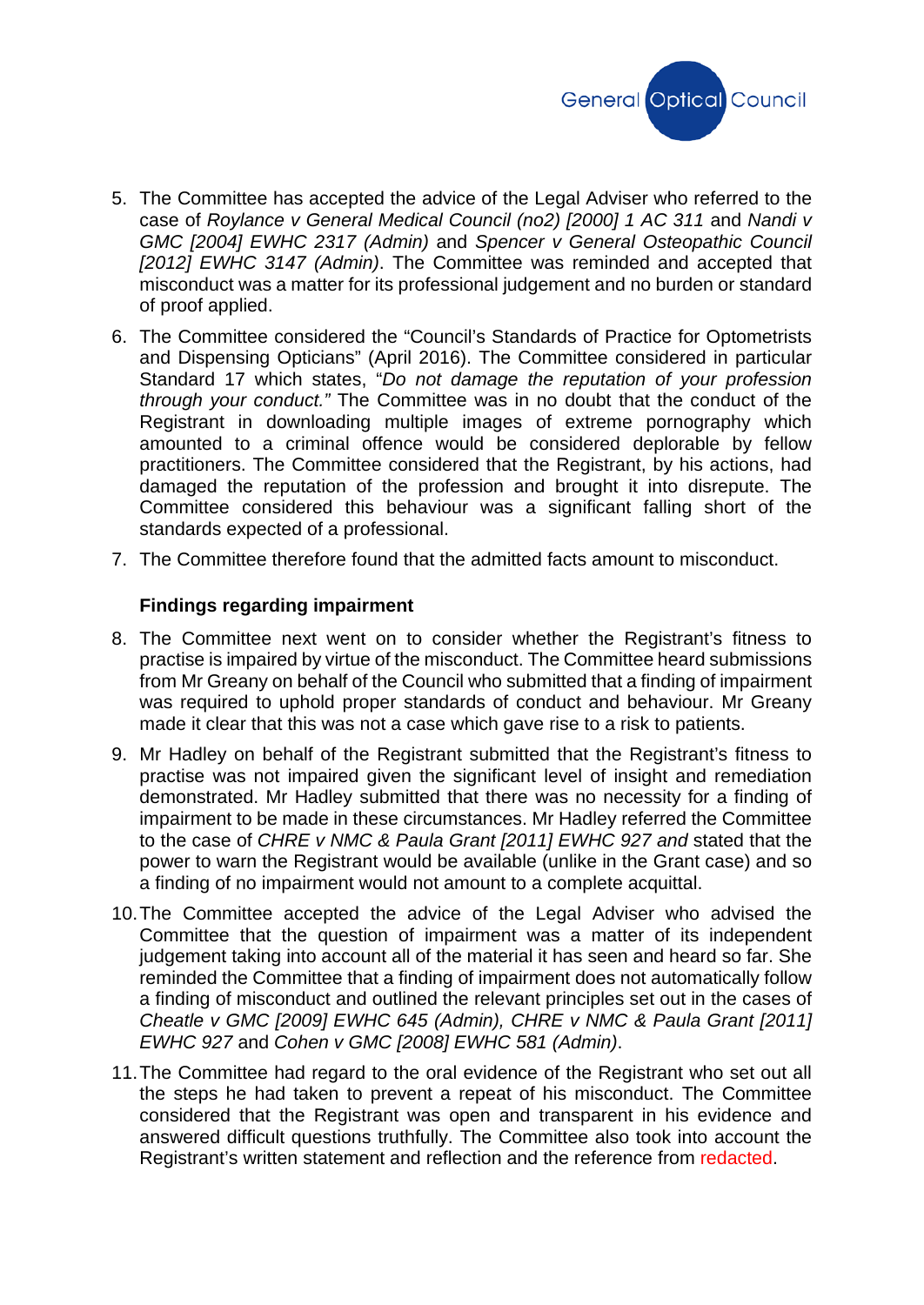5. The Committee has accepted the advice of the Legal Adviser who referred to the case of *Roylance v General Medical Council (no2) [2000] 1 AC 311* and *Nandi v GMC [2004] EWHC 2317 (Admin)* and *Spencer v General Osteopathic Council [2012] EWHC 3147 (Admin)*. The Committee was reminded and accepted that misconduct was a matter for its professional judgement and no burden or standard of proof applied.

6. The Committee considered the "Council's Standards of Practice for Optometrists and Dispensing Opticians" (April 2016). The Committee considered in particular Standard 17 which states, "*Do not damage the reputation of your profession through your conduct.*" The Committee was in no doubt that the conduct of the Registrant in downloading multiple images of extreme pornography which amounted to a criminal offence would be considered deplorable by fellow practitioners. The Committee considered that the Registrant, by his actions, had damaged the reputation of the profession and brought it into disrepute. The Committee considered this behaviour was a significant falling short of the standards expected of a professional.

7. The Committee therefore found that the admitted facts amount to misconduct.

**Findings regarding impairment**

8. The Committee next went on to consider whether the Registrant's fitness to practise is impaired by virtue of the misconduct. The Committee heard submissions from Mr Greany on behalf of the Council who submitted that a finding of impairment was required to uphold proper standards of conduct and behaviour. Mr Greany made it clear that this was not a case which gave rise to a risk to patients.

9. Mr Hadley on behalf of the Registrant submitted that the Registrant's fitness to practise was not impaired given the significant level of insight and remediation demonstrated. Mr Hadley submitted that there was no necessity for a finding of impairment to be made in these circumstances. Mr Hadley referred the Committee to the case of *CHRE v NMC & Paula Grant [2011] EWHC 927 and* stated that the power to warn the Registrant would be available (unlike in the Grant case) and so a finding of no impairment would not amount to a complete acquittal.

10. The Committee accepted the advice of the Legal Adviser who advised the Committee that the question of impairment was a matter of its independent judgement taking into account all of the material it has seen and heard so far. She reminded the Committee that a finding of impairment does not automatically follow a finding of misconduct and outlined the relevant principles set out in the cases of *Cheatle v GMC [2009] EWHC 645 (Admin), CHRE v NMC & Paula Grant [2011] EWHC 927* and *Cohen v GMC [2008] EWHC 581 (Admin)*.

11. The Committee had regard to the oral evidence of the Registrant who set out all the steps he had taken to prevent a repeat of his misconduct. The Committee considered that the Registrant was open and transparent in his evidence and answered difficult questions truthfully. The Committee also took into account the Registrant's written statement and reflection and the reference from redacted.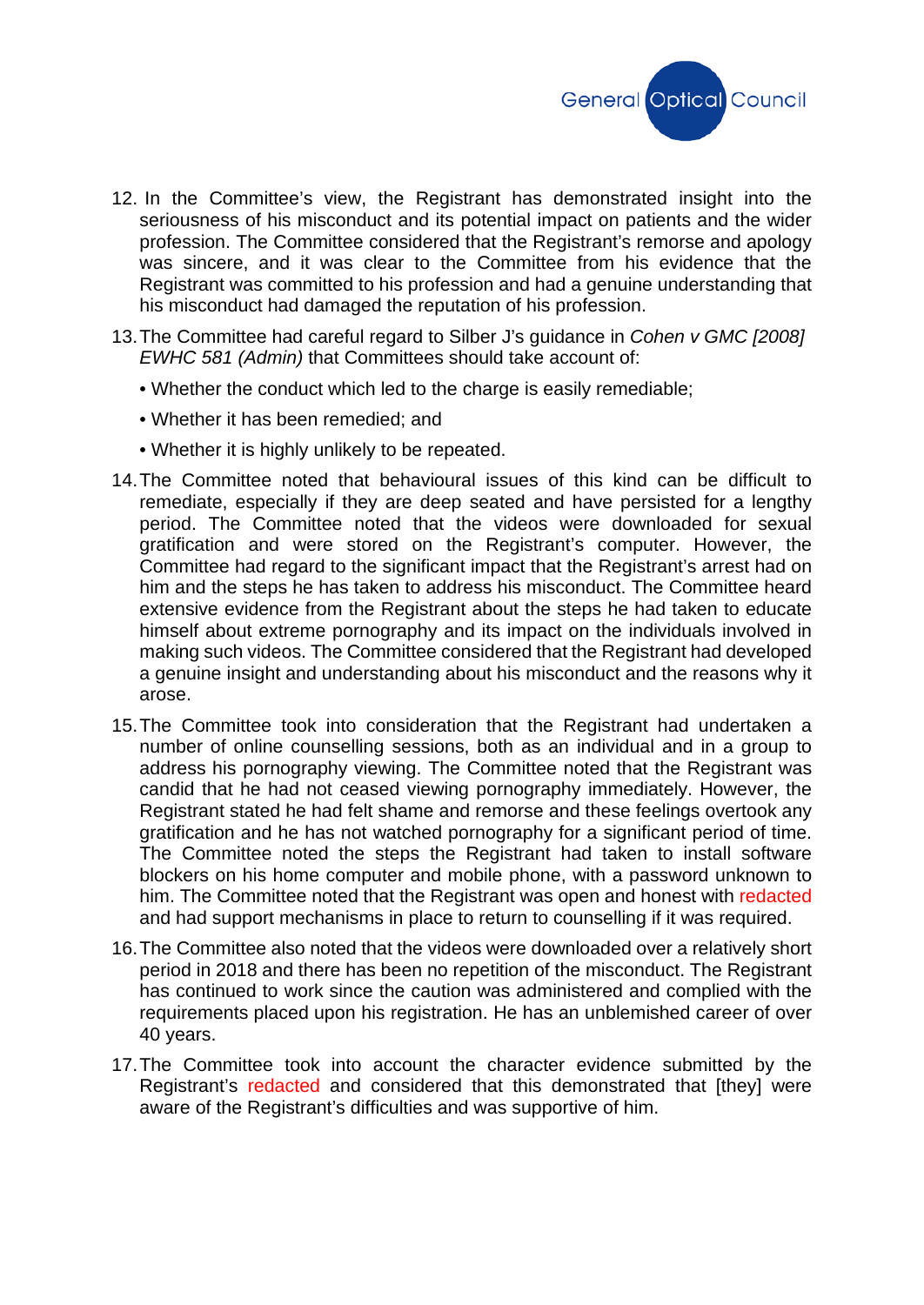12. In the Committee's view, the Registrant has demonstrated insight into the seriousness of his misconduct and its potential impact on patients and the wider profession. The Committee considered that the Registrant's remorse and apology was sincere, and it was clear to the Committee from his evidence that the Registrant was committed to his profession and had a genuine understanding that his misconduct had damaged the reputation of his profession.

13. The Committee had careful regard to Silber J's guidance in *Cohen v GMC [2008] EWHC 581 (Admin)* that Committees should take account of:

    - Whether the conduct which led to the charge is easily remediable;
    - Whether it has been remedied; and
    - Whether it is highly unlikely to be repeated.

14. The Committee noted that behavioural issues of this kind can be difficult to remediate, especially if they are deep seated and have persisted for a lengthy period. The Committee noted that the videos were downloaded for sexual gratification and were stored on the Registrant's computer. However, the Committee had regard to the significant impact that the Registrant's arrest had on him and the steps he has taken to address his misconduct. The Committee heard extensive evidence from the Registrant about the steps he had taken to educate himself about extreme pornography and its impact on the individuals involved in making such videos. The Committee considered that the Registrant had developed a genuine insight and understanding about his misconduct and the reasons why it arose.

15. The Committee took into consideration that the Registrant had undertaken a number of online counselling sessions, both as an individual and in a group to address his pornography viewing. The Committee noted that the Registrant was candid that he had not ceased viewing pornography immediately. However, the Registrant stated he had felt shame and remorse and these feelings overtook any gratification and he has not watched pornography for a significant period of time. The Committee noted the steps the Registrant had taken to install software blockers on his home computer and mobile phone, with a password unknown to him. The Committee noted that the Registrant was open and honest with redacted and had support mechanisms in place to return to counselling if it was required.

16. The Committee also noted that the videos were downloaded over a relatively short period in 2018 and there has been no repetition of the misconduct. The Registrant has continued to work since the caution was administered and complied with the requirements placed upon his registration. He has an unblemished career of over 40 years.

17. The Committee took into account the character evidence submitted by the Registrant's redacted and considered that this demonstrated that [they] were aware of the Registrant's difficulties and was supportive of him.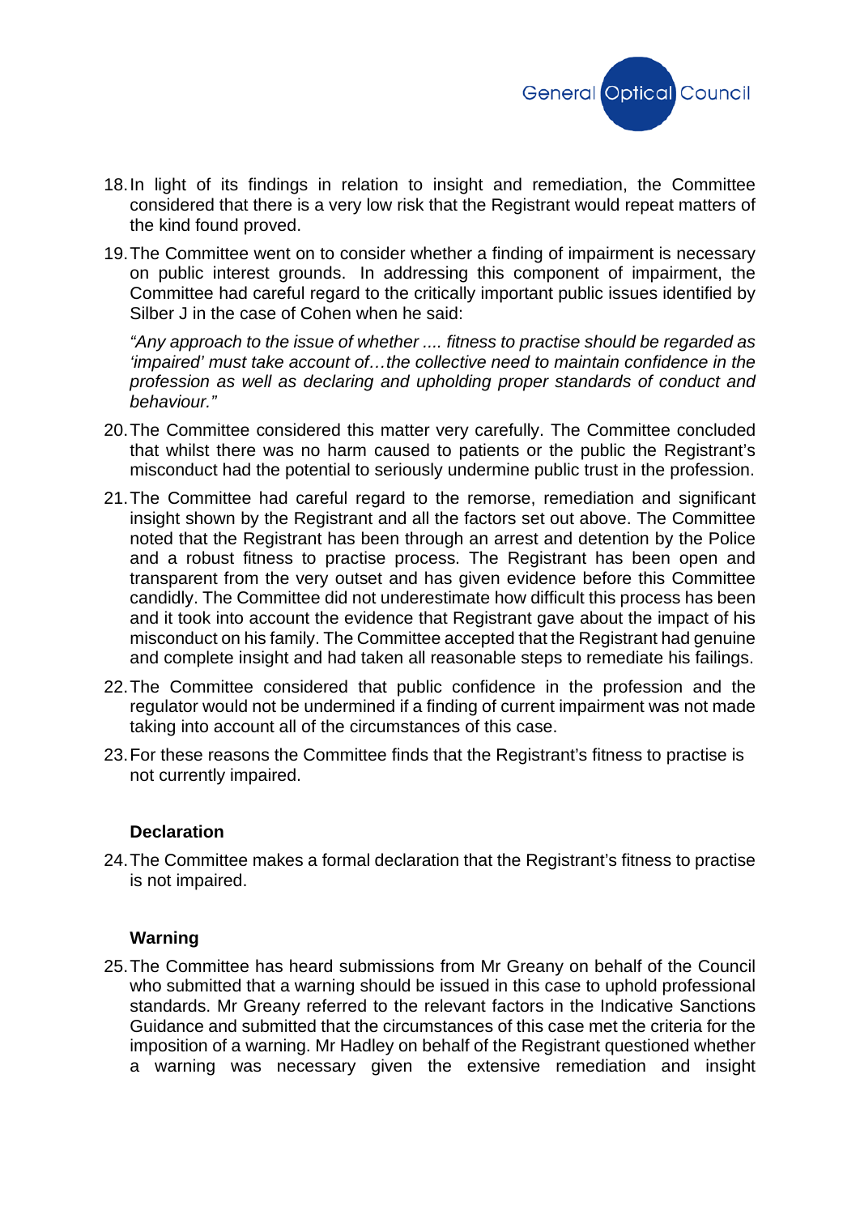18. In light of its findings in relation to insight and remediation, the Committee considered that there is a very low risk that the Registrant would repeat matters of the kind found proved.

19. The Committee went on to consider whether a finding of impairment is necessary on public interest grounds. In addressing this component of impairment, the Committee had careful regard to the critically important public issues identified by Silber J in the case of Cohen when he said:

    *"Any approach to the issue of whether .... fitness to practise should be regarded as 'impaired' must take account of…the collective need to maintain confidence in the profession as well as declaring and upholding proper standards of conduct and behaviour."*

20. The Committee considered this matter very carefully. The Committee concluded that whilst there was no harm caused to patients or the public the Registrant's misconduct had the potential to seriously undermine public trust in the profession.

21. The Committee had careful regard to the remorse, remediation and significant insight shown by the Registrant and all the factors set out above. The Committee noted that the Registrant has been through an arrest and detention by the Police and a robust fitness to practise process. The Registrant has been open and transparent from the very outset and has given evidence before this Committee candidly. The Committee did not underestimate how difficult this process has been and it took into account the evidence that Registrant gave about the impact of his misconduct on his family. The Committee accepted that the Registrant had genuine and complete insight and had taken all reasonable steps to remediate his failings.

22. The Committee considered that public confidence in the profession and the regulator would not be undermined if a finding of current impairment was not made taking into account all of the circumstances of this case.

23. For these reasons the Committee finds that the Registrant's fitness to practise is not currently impaired.

**Declaration**

24. The Committee makes a formal declaration that the Registrant's fitness to practise is not impaired.

**Warning**

25. The Committee has heard submissions from Mr Greany on behalf of the Council who submitted that a warning should be issued in this case to uphold professional standards. Mr Greany referred to the relevant factors in the Indicative Sanctions Guidance and submitted that the circumstances of this case met the criteria for the imposition of a warning. Mr Hadley on behalf of the Registrant questioned whether a warning was necessary given the extensive remediation and insight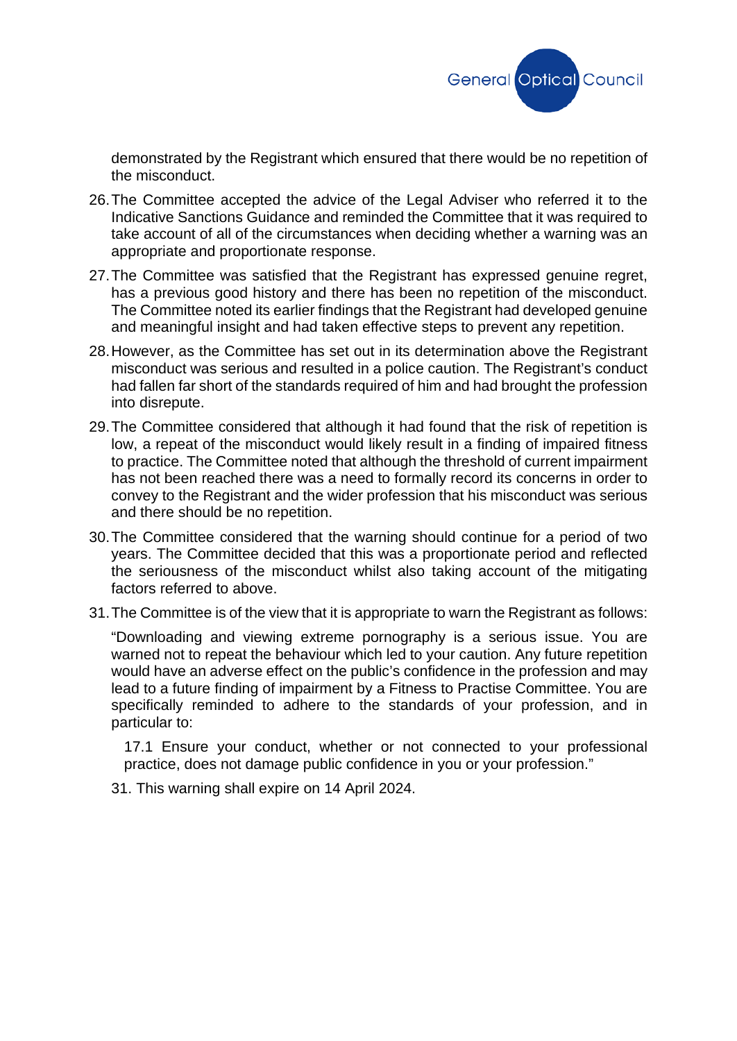demonstrated by the Registrant which ensured that there would be no repetition of the misconduct.

26. The Committee accepted the advice of the Legal Adviser who referred it to the Indicative Sanctions Guidance and reminded the Committee that it was required to take account of all of the circumstances when deciding whether a warning was an appropriate and proportionate response.

27. The Committee was satisfied that the Registrant has expressed genuine regret, has a previous good history and there has been no repetition of the misconduct. The Committee noted its earlier findings that the Registrant had developed genuine and meaningful insight and had taken effective steps to prevent any repetition.

28. However, as the Committee has set out in its determination above the Registrant misconduct was serious and resulted in a police caution. The Registrant's conduct had fallen far short of the standards required of him and had brought the profession into disrepute.

29. The Committee considered that although it had found that the risk of repetition is low, a repeat of the misconduct would likely result in a finding of impaired fitness to practice. The Committee noted that although the threshold of current impairment has not been reached there was a need to formally record its concerns in order to convey to the Registrant and the wider profession that his misconduct was serious and there should be no repetition.

30. The Committee considered that the warning should continue for a period of two years. The Committee decided that this was a proportionate period and reflected the seriousness of the misconduct whilst also taking account of the mitigating factors referred to above.

31. The Committee is of the view that it is appropriate to warn the Registrant as follows:

"Downloading and viewing extreme pornography is a serious issue. You are warned not to repeat the behaviour which led to your caution. Any future repetition would have an adverse effect on the public's confidence in the profession and may lead to a future finding of impairment by a Fitness to Practise Committee. You are specifically reminded to adhere to the standards of your profession, and in particular to:

17.1 Ensure your conduct, whether or not connected to your professional practice, does not damage public confidence in you or your profession."

31. This warning shall expire on 14 April 2024.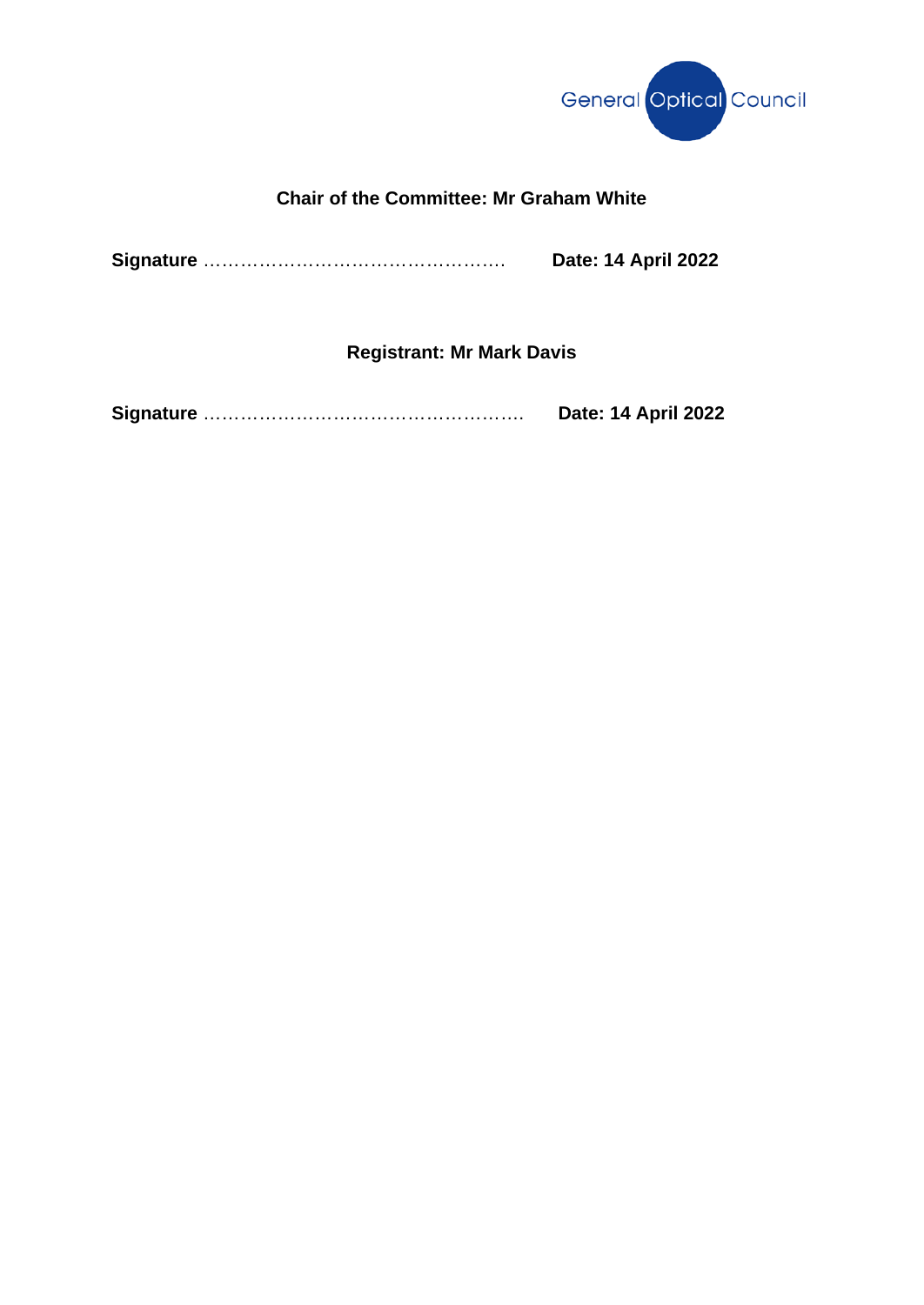**Chair of the Committee: Mr Graham White**

**Signature** …………………………………………… **Date: 14 April 2022**

**Registrant: Mr Mark Davis**

**Signature** ……………………………………………. **Date: 14 April 2022**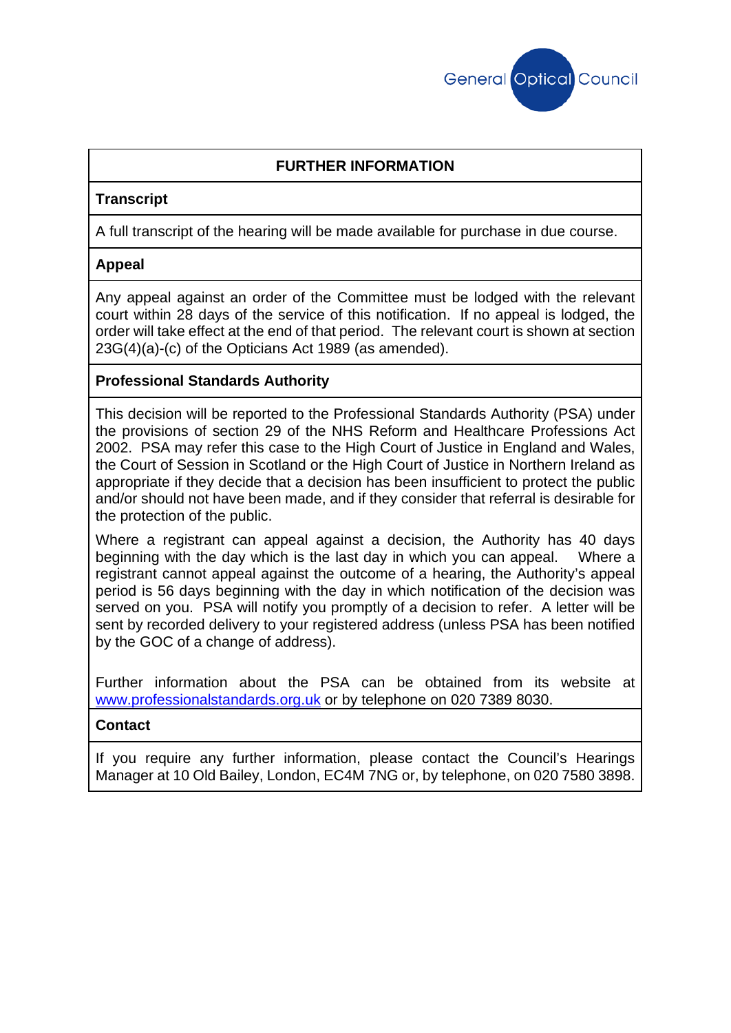General Optical Council

## FURTHER INFORMATION

### Transcript

A full transcript of the hearing will be made available for purchase in due course.

### Appeal

Any appeal against an order of the Committee must be lodged with the relevant court within 28 days of the service of this notification. If no appeal is lodged, the order will take effect at the end of that period. The relevant court is shown at section 23G(4)(a)-(c) of the Opticians Act 1989 (as amended).

### Professional Standards Authority

This decision will be reported to the Professional Standards Authority (PSA) under the provisions of section 29 of the NHS Reform and Healthcare Professions Act 2002. PSA may refer this case to the High Court of Justice in England and Wales, the Court of Session in Scotland or the High Court of Justice in Northern Ireland as appropriate if they decide that a decision has been insufficient to protect the public and/or should not have been made, and if they consider that referral is desirable for the protection of the public.

Where a registrant can appeal against a decision, the Authority has 40 days beginning with the day which is the last day in which you can appeal. Where a registrant cannot appeal against the outcome of a hearing, the Authority's appeal period is 56 days beginning with the day in which notification of the decision was served on you. PSA will notify you promptly of a decision to refer. A letter will be sent by recorded delivery to your registered address (unless PSA has been notified by the GOC of a change of address).

Further information about the PSA can be obtained from its website at www.professionalstandards.org.uk or by telephone on 020 7389 8030.

### Contact

If you require any further information, please contact the Council's Hearings Manager at 10 Old Bailey, London, EC4M 7NG or, by telephone, on 020 7580 3898.